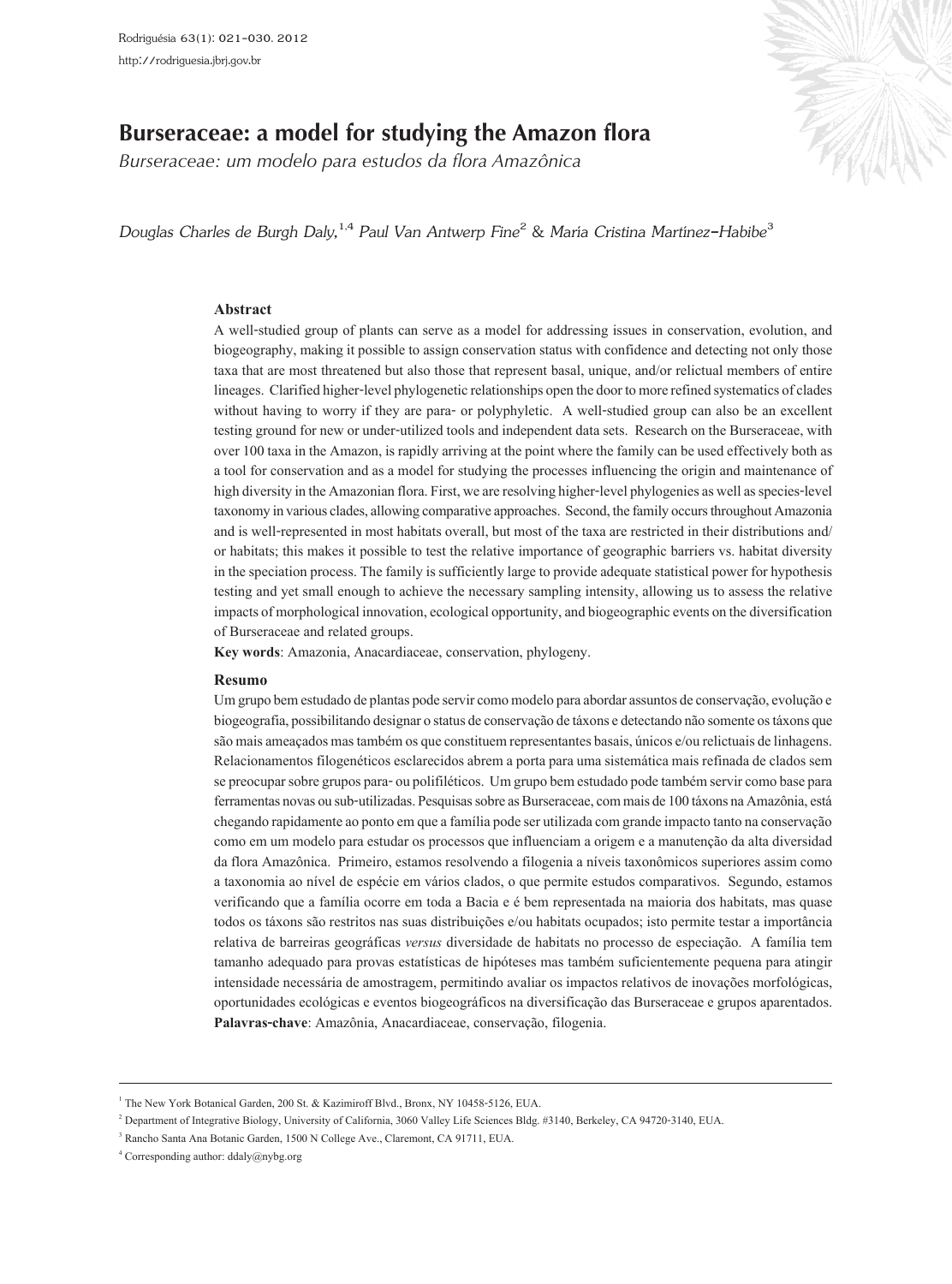# Burseraceae: a model for studying the Amazon flora

*Burseraceae: um modelo para estudos da flora Amazônica*

*Douglas Charles de Burgh Daly,*[1,4] *Paul Van Antwerp Fine*[2] & *María Cristina Martínez-Habibe*[3]

## Abstract

A well-studied group of plants can serve as a model for addressing issues in conservation, evolution, and biogeography, making it possible to assign conservation status with confidence and detecting not only those taxa that are most threatened but also those that represent basal, unique, and/or relictual members of entire lineages. Clarified higher-level phylogenetic relationships open the door to more refined systematics of clades without having to worry if they are para- or polyphyletic. A well-studied group can also be an excellent testing ground for new or under-utilized tools and independent data sets. Research on the Burseraceae, with over 100 taxa in the Amazon, is rapidly arriving at the point where the family can be used effectively both as a tool for conservation and as a model for studying the processes influencing the origin and maintenance of high diversity in the Amazonian flora. First, we are resolving higher-level phylogenies as well as species-level taxonomy in various clades, allowing comparative approaches. Second, the family occurs throughout Amazonia and is well-represented in most habitats overall, but most of the taxa are restricted in their distributions and/or habitats; this makes it possible to test the relative importance of geographic barriers vs. habitat diversity in the speciation process. The family is sufficiently large to provide adequate statistical power for hypothesis testing and yet small enough to achieve the necessary sampling intensity, allowing us to assess the relative impacts of morphological innovation, ecological opportunity, and biogeographic events on the diversification of Burseraceae and related groups.

**Key words**: Amazonia, Anacardiaceae, conservation, phylogeny.

## Resumo

Um grupo bem estudado de plantas pode servir como modelo para abordar assuntos de conservação, evolução e biogeografia, possibilitando designar o status de conservação de táxons e detectando não somente os táxons que são mais ameaçados mas também os que constituem representantes basais, únicos e/ou relictuais de linhagens. Relacionamentos filogenéticos esclarecidos abrem a porta para uma sistemática mais refinada de clados sem se preocupar sobre grupos para- ou polifiléticos. Um grupo bem estudado pode também servir como base para ferramentas novas ou sub-utilizadas. Pesquisas sobre as Burseraceae, com mais de 100 táxons na Amazônia, está chegando rapidamente ao ponto em que a família pode ser utilizada com grande impacto tanto na conservação como em um modelo para estudar os processos que influenciam a origem e a manutenção da alta diversidade da flora Amazônica. Primeiro, estamos resolvendo a filogenia a níveis taxonômicos superiores assim como a taxonomia ao nível de espécie em vários clados, o que permite estudos comparativos. Segundo, estamos verificando que a família ocorre em toda a Bacia e é bem representada na maioria dos habitats, mas quase todos os táxons são restritos nas suas distribuições e/ou habitats ocupados; isto permite testar a importância relativa de barreiras geográficas *versus* diversidade de habitats no processo de especiação. A família tem tamanho adequado para provas estatísticas de hipóteses mas também suficientemente pequena para atingir intensidade necessária de amostragem, permitindo avaliar os impactos relativos de inovações morfológicas, oportunidades ecológicas e eventos biogeográficos na diversificação das Burseraceae e grupos aparentados.

**Palavras-chave**: Amazônia, Anacardiaceae, conservação, filogenia.

---

[1] The New York Botanical Garden, 200 St. & Kazimiroff Blvd., Bronx, NY 10458-5126, EUA.
[2] Department of Integrative Biology, University of California, 3060 Valley Life Sciences Bldg. #3140, Berkeley, CA 94720-3140, EUA.
[3] Rancho Santa Ana Botanic Garden, 1500 N College Ave., Claremont, CA 91711, EUA.
[4] Corresponding author: ddaly@nybg.org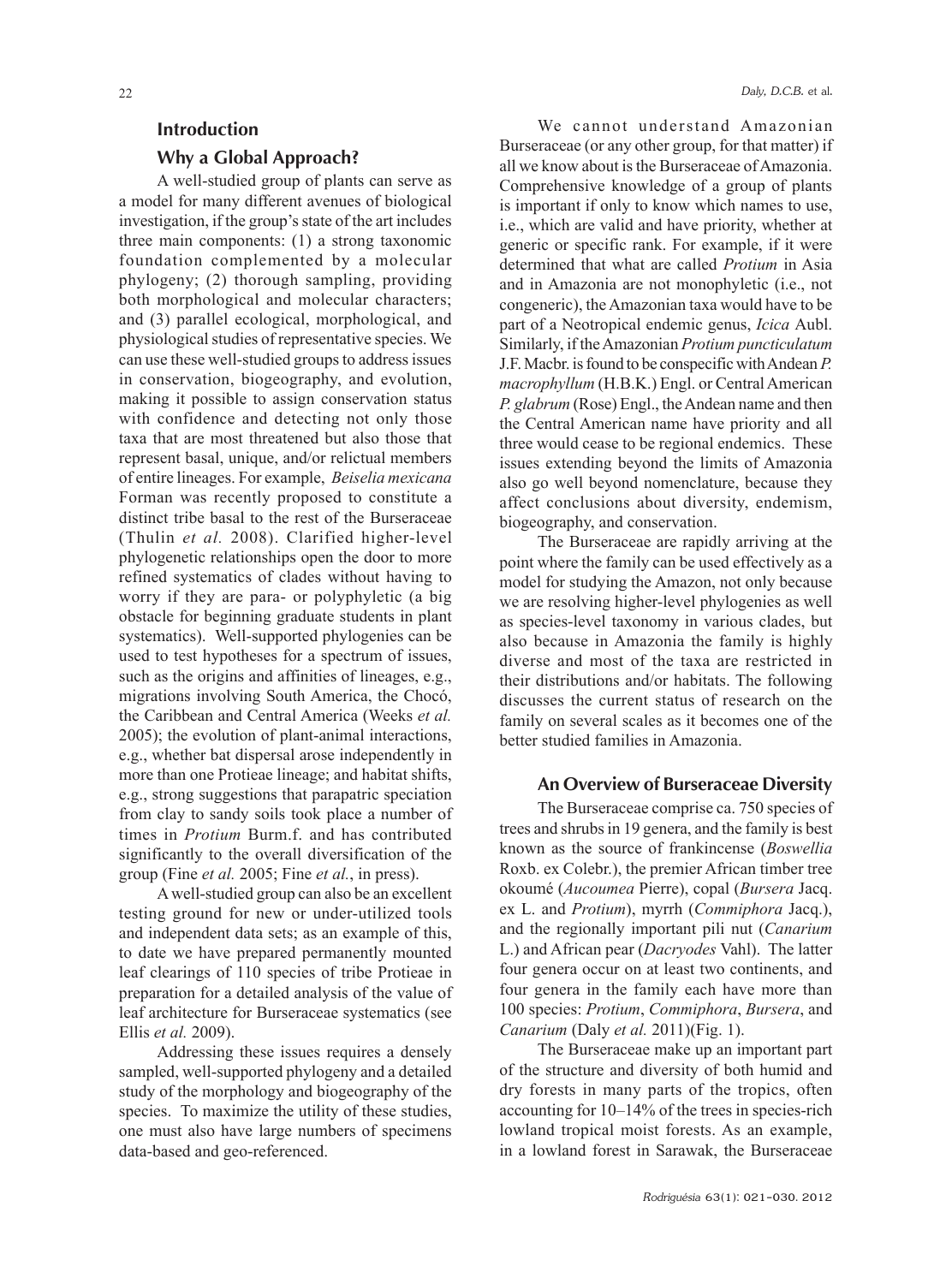## Introduction

### Why a Global Approach?

A well-studied group of plants can serve as a model for many different avenues of biological investigation, if the group's state of the art includes three main components: (1) a strong taxonomic foundation complemented by a molecular phylogeny; (2) thorough sampling, providing both morphological and molecular characters; and (3) parallel ecological, morphological, and physiological studies of representative species. We can use these well-studied groups to address issues in conservation, biogeography, and evolution, making it possible to assign conservation status with confidence and detecting not only those taxa that are most threatened but also those that represent basal, unique, and/or relictual members of entire lineages. For example, *Beiselia mexicana* Forman was recently proposed to constitute a distinct tribe basal to the rest of the Burseraceae (Thulin *et al.* 2008). Clarified higher-level phylogenetic relationships open the door to more refined systematics of clades without having to worry if they are para- or polyphyletic (a big obstacle for beginning graduate students in plant systematics). Well-supported phylogenies can be used to test hypotheses for a spectrum of issues, such as the origins and affinities of lineages, e.g., migrations involving South America, the Chocó, the Caribbean and Central America (Weeks *et al.* 2005); the evolution of plant-animal interactions, e.g., whether bat dispersal arose independently in more than one Protieae lineage; and habitat shifts, e.g., strong suggestions that parapatric speciation from clay to sandy soils took place a number of times in *Protium* Burm.f. and has contributed significantly to the overall diversification of the group (Fine *et al.* 2005; Fine *et al.*, in press).

A well-studied group can also be an excellent testing ground for new or under-utilized tools and independent data sets; as an example of this, to date we have prepared permanently mounted leaf clearings of 110 species of tribe Protieae in preparation for a detailed analysis of the value of leaf architecture for Burseraceae systematics (see Ellis *et al.* 2009).

Addressing these issues requires a densely sampled, well-supported phylogeny and a detailed study of the morphology and biogeography of the species. To maximize the utility of these studies, one must also have large numbers of specimens data-based and geo-referenced.

We cannot understand Amazonian Burseraceae (or any other group, for that matter) if all we know about is the Burseraceae of Amazonia. Comprehensive knowledge of a group of plants is important if only to know which names to use, i.e., which are valid and have priority, whether at generic or specific rank. For example, if it were determined that what are called *Protium* in Asia and in Amazonia are not monophyletic (i.e., not congeneric), the Amazonian taxa would have to be part of a Neotropical endemic genus, *Icica* Aubl. Similarly, if the Amazonian *Protium puncticulatum* J.F. Macbr. is found to be conspecific with Andean *P. macrophyllum* (H.B.K.) Engl. or Central American *P. glabrum* (Rose) Engl., the Andean name and then the Central American name have priority and all three would cease to be regional endemics. These issues extending beyond the limits of Amazonia also go well beyond nomenclature, because they affect conclusions about diversity, endemism, biogeography, and conservation.

The Burseraceae are rapidly arriving at the point where the family can be used effectively as a model for studying the Amazon, not only because we are resolving higher-level phylogenies as well as species-level taxonomy in various clades, but also because in Amazonia the family is highly diverse and most of the taxa are restricted in their distributions and/or habitats. The following discusses the current status of research on the family on several scales as it becomes one of the better studied families in Amazonia.

### An Overview of Burseraceae Diversity

The Burseraceae comprise ca. 750 species of trees and shrubs in 19 genera, and the family is best known as the source of frankincense (*Boswellia* Roxb. ex Colebr.), the premier African timber tree okoumé (*Aucoumea* Pierre), copal (*Bursera* Jacq. ex L. and *Protium*), myrrh (*Commiphora* Jacq.), and the regionally important pili nut (*Canarium* L.) and African pear (*Dacryodes* Vahl). The latter four genera occur on at least two continents, and four genera in the family each have more than 100 species: *Protium*, *Commiphora*, *Bursera*, and *Canarium* (Daly *et al.* 2011)(Fig. 1).

The Burseraceae make up an important part of the structure and diversity of both humid and dry forests in many parts of the tropics, often accounting for 10–14% of the trees in species-rich lowland tropical moist forests. As an example, in a lowland forest in Sarawak, the Burseraceae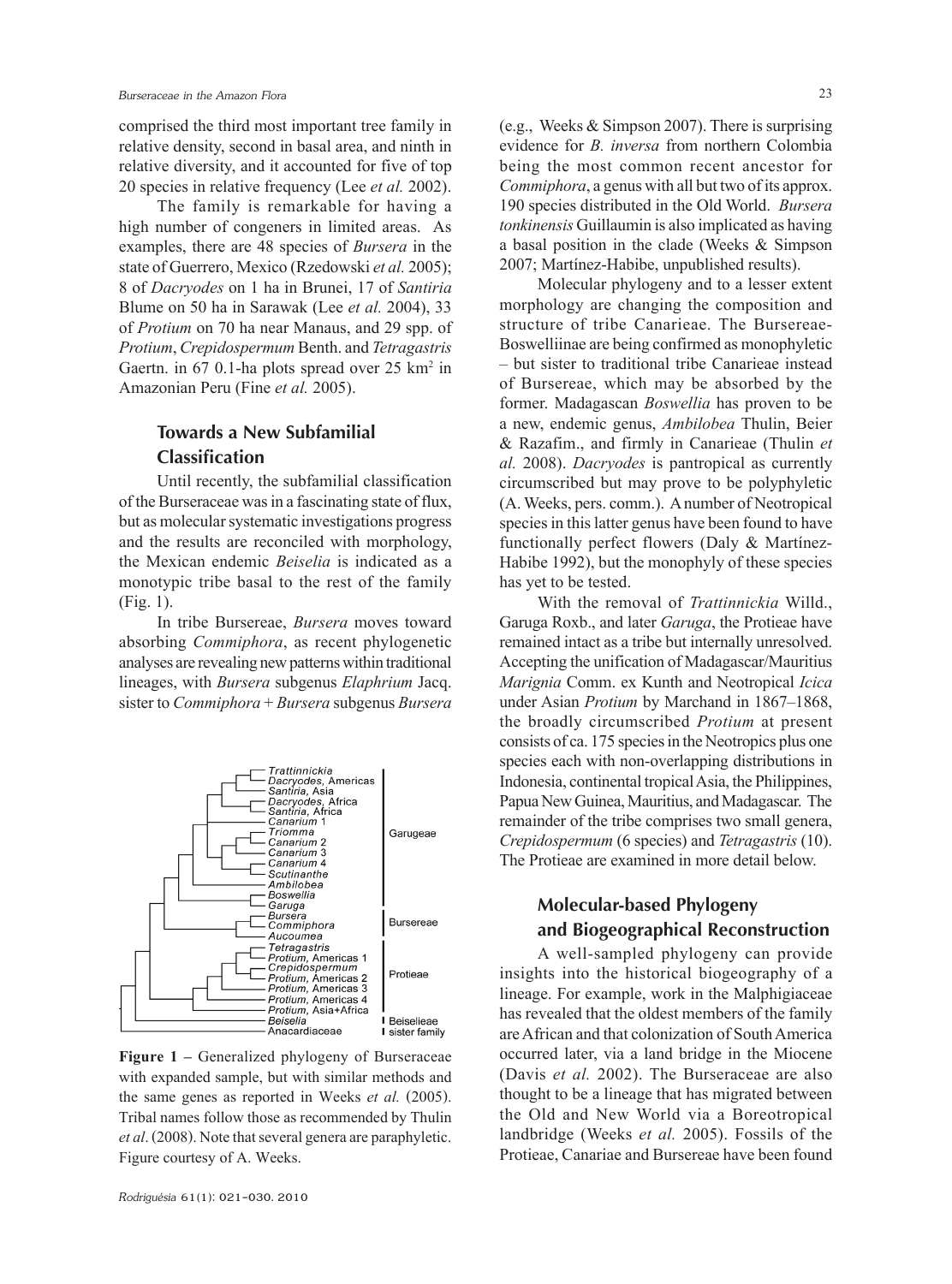comprised the third most important tree family in relative density, second in basal area, and ninth in relative diversity, and it accounted for five of top 20 species in relative frequency (Lee *et al.* 2002).

The family is remarkable for having a high number of congeners in limited areas. As examples, there are 48 species of *Bursera* in the state of Guerrero, Mexico (Rzedowski *et al.* 2005); 8 of *Dacryodes* on 1 ha in Brunei, 17 of *Santiria* Blume on 50 ha in Sarawak (Lee *et al.* 2004), 33 of *Protium* on 70 ha near Manaus, and 29 spp. of *Protium*, *Crepidospermum* Benth. and *Tetragastris* Gaertn. in 67 0.1-ha plots spread over 25 km$^2$ in Amazonian Peru (Fine *et al.* 2005).

## Towards a New Subfamilial Classification

Until recently, the subfamilial classification of the Burseraceae was in a fascinating state of flux, but as molecular systematic investigations progress and the results are reconciled with morphology, the Mexican endemic *Beiselia* is indicated as a monotypic tribe basal to the rest of the family (Fig. 1).

In tribe Bursereae, *Bursera* moves toward absorbing *Commiphora*, as recent phylogenetic analyses are revealing new patterns within traditional lineages, with *Bursera* subgenus *Elaphrium* Jacq. sister to *Commiphora* + *Bursera* subgenus *Bursera* (e.g., Weeks & Simpson 2007). There is surprising evidence for *B. inversa* from northern Colombia being the most common recent ancestor for *Commiphora*, a genus with all but two of its approx. 190 species distributed in the Old World. *Bursera tonkinensis* Guillaumin is also implicated as having a basal position in the clade (Weeks & Simpson 2007; Martínez-Habibe, unpublished results).

**Figure 1** – Generalized phylogeny of Burseraceae with expanded sample, but with similar methods and the same genes as reported in Weeks *et al.* (2005). Tribal names follow those as recommended by Thulin *et al*. (2008). Note that several genera are paraphyletic. Figure courtesy of A. Weeks.

Molecular phylogeny and to a lesser extent morphology are changing the composition and structure of tribe Canarieae. The Bursereae-Boswelliinae are being confirmed as monophyletic – but sister to traditional tribe Canarieae instead of Bursereae, which may be absorbed by the former. Madagascan *Boswellia* has proven to be a new, endemic genus, *Ambilobea* Thulin, Beier & Razafim., and firmly in Canarieae (Thulin *et al.* 2008). *Dacryodes* is pantropical as currently circumscribed but may prove to be polyphyletic (A. Weeks, pers. comm.). A number of Neotropical species in this latter genus have been found to have functionally perfect flowers (Daly & Martínez-Habibe 1992), but the monophyly of these species has yet to be tested.

With the removal of *Trattinnickia* Willd., Garuga Roxb., and later *Garuga*, the Protieae have remained intact as a tribe but internally unresolved. Accepting the unification of Madagascar/Mauritius *Marignia* Comm. ex Kunth and Neotropical *Icica* under Asian *Protium* by Marchand in 1867–1868, the broadly circumscribed *Protium* at present consists of ca. 175 species in the Neotropics plus one species each with non-overlapping distributions in Indonesia, continental tropical Asia, the Philippines, Papua New Guinea, Mauritius, and Madagascar. The remainder of the tribe comprises two small genera, *Crepidospermum* (6 species) and *Tetragastris* (10). The Protieae are examined in more detail below.

## Molecular-based Phylogeny and Biogeographical Reconstruction

A well-sampled phylogeny can provide insights into the historical biogeography of a lineage. For example, work in the Malphigiaceae has revealed that the oldest members of the family are African and that colonization of South America occurred later, via a land bridge in the Miocene (Davis *et al.* 2002). The Burseraceae are also thought to be a lineage that has migrated between the Old and New World via a Boreotropical landbridge (Weeks *et al.* 2005). Fossils of the Protieae, Canariae and Bursereae have been found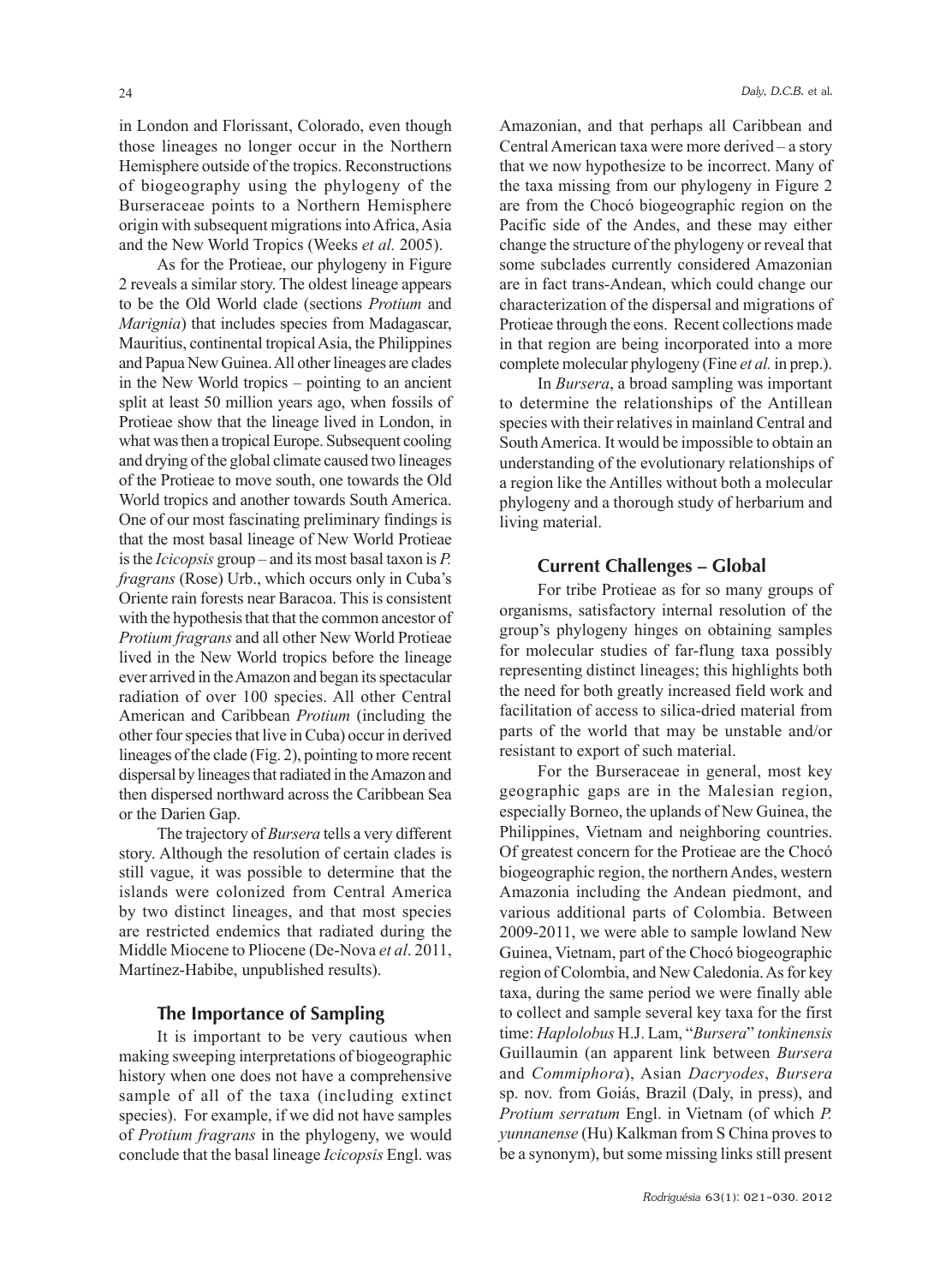in London and Florissant, Colorado, even though those lineages no longer occur in the Northern Hemisphere outside of the tropics. Reconstructions of biogeography using the phylogeny of the Burseraceae points to a Northern Hemisphere origin with subsequent migrations into Africa, Asia and the New World Tropics (Weeks *et al.* 2005).

As for the Protieae, our phylogeny in Figure 2 reveals a similar story. The oldest lineage appears to be the Old World clade (sections *Protium* and *Marignia*) that includes species from Madagascar, Mauritius, continental tropical Asia, the Philippines and Papua New Guinea. All other lineages are clades in the New World tropics – pointing to an ancient split at least 50 million years ago, when fossils of Protieae show that the lineage lived in London, in what was then a tropical Europe. Subsequent cooling and drying of the global climate caused two lineages of the Protieae to move south, one towards the Old World tropics and another towards South America. One of our most fascinating preliminary findings is that the most basal lineage of New World Protieae is the *Icicopsis* group – and its most basal taxon is *P. fragrans* (Rose) Urb., which occurs only in Cuba's Oriente rain forests near Baracoa. This is consistent with the hypothesis that that the common ancestor of *Protium fragrans* and all other New World Protieae lived in the New World tropics before the lineage ever arrived in the Amazon and began its spectacular radiation of over 100 species. All other Central American and Caribbean *Protium* (including the other four species that live in Cuba) occur in derived lineages of the clade (Fig. 2), pointing to more recent dispersal by lineages that radiated in the Amazon and then dispersed northward across the Caribbean Sea or the Darien Gap.

The trajectory of *Bursera* tells a very different story. Although the resolution of certain clades is still vague, it was possible to determine that the islands were colonized from Central America by two distinct lineages, and that most species are restricted endemics that radiated during the Middle Miocene to Pliocene (De-Nova *et al*. 2011, Martínez-Habibe, unpublished results).

## The Importance of Sampling

It is important to be very cautious when making sweeping interpretations of biogeographic history when one does not have a comprehensive sample of all of the taxa (including extinct species). For example, if we did not have samples of *Protium fragrans* in the phylogeny, we would conclude that the basal lineage *Icicopsis* Engl. was Amazonian, and that perhaps all Caribbean and Central American taxa were more derived – a story that we now hypothesize to be incorrect. Many of the taxa missing from our phylogeny in Figure 2 are from the Chocó biogeographic region on the Pacific side of the Andes, and these may either change the structure of the phylogeny or reveal that some subclades currently considered Amazonian are in fact trans-Andean, which could change our characterization of the dispersal and migrations of Protieae through the eons. Recent collections made in that region are being incorporated into a more complete molecular phylogeny (Fine *et al.* in prep.).

In *Bursera*, a broad sampling was important to determine the relationships of the Antillean species with their relatives in mainland Central and South America. It would be impossible to obtain an understanding of the evolutionary relationships of a region like the Antilles without both a molecular phylogeny and a thorough study of herbarium and living material.

## Current Challenges – Global

For tribe Protieae as for so many groups of organisms, satisfactory internal resolution of the group's phylogeny hinges on obtaining samples for molecular studies of far-flung taxa possibly representing distinct lineages; this highlights both the need for both greatly increased field work and facilitation of access to silica-dried material from parts of the world that may be unstable and/or resistant to export of such material.

For the Burseraceae in general, most key geographic gaps are in the Malesian region, especially Borneo, the uplands of New Guinea, the Philippines, Vietnam and neighboring countries. Of greatest concern for the Protieae are the Chocó biogeographic region, the northern Andes, western Amazonia including the Andean piedmont, and various additional parts of Colombia. Between 2009-2011, we were able to sample lowland New Guinea, Vietnam, part of the Chocó biogeographic region of Colombia, and New Caledonia. As for key taxa, during the same period we were finally able to collect and sample several key taxa for the first time: *Haplolobus* H.J. Lam, "*Bursera*" *tonkinensis* Guillaumin (an apparent link between *Bursera* and *Commiphora*), Asian *Dacryodes*, *Bursera* sp. nov. from Goiás, Brazil (Daly, in press), and *Protium serratum* Engl. in Vietnam (of which *P. yunnanense* (Hu) Kalkman from S China proves to be a synonym), but some missing links still present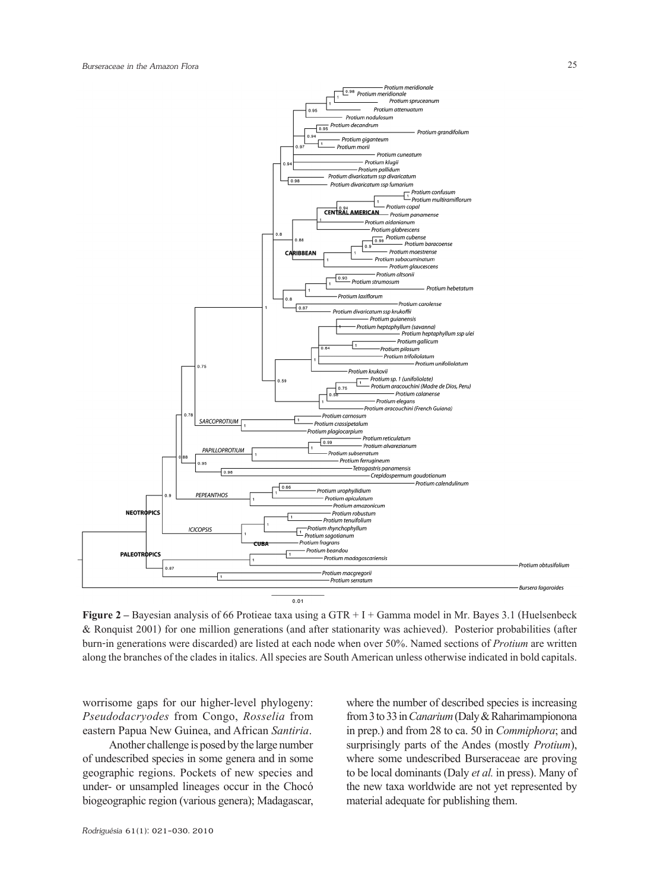**Figure 2** – Bayesian analysis of 66 Protieae taxa using a GTR + I + Gamma model in Mr. Bayes 3.1 (Huelsenbeck & Ronquist 2001) for one million generations (and after stationarity was achieved). Posterior probabilities (after burn-in generations were discarded) are listed at each node when over 50%. Named sections of *Protium* are written along the branches of the clades in italics. All species are South American unless otherwise indicated in bold capitals.

worrisome gaps for our higher-level phylogeny: *Pseudodacryodes* from Congo, *Rosselia* from eastern Papua New Guinea, and African *Santiria*.

Another challenge is posed by the large number of undescribed species in some genera and in some geographic regions. Pockets of new species and under- or unsampled lineages occur in the Chocó biogeographic region (various genera); Madagascar, where the number of described species is increasing from 3 to 33 in *Canarium* (Daly & Raharimampionona in prep.) and from 28 to ca. 50 in *Commiphora*; and surprisingly parts of the Andes (mostly *Protium*), where some undescribed Burseraceae are proving to be local dominants (Daly *et al.* in press). Many of the new taxa worldwide are not yet represented by material adequate for publishing them.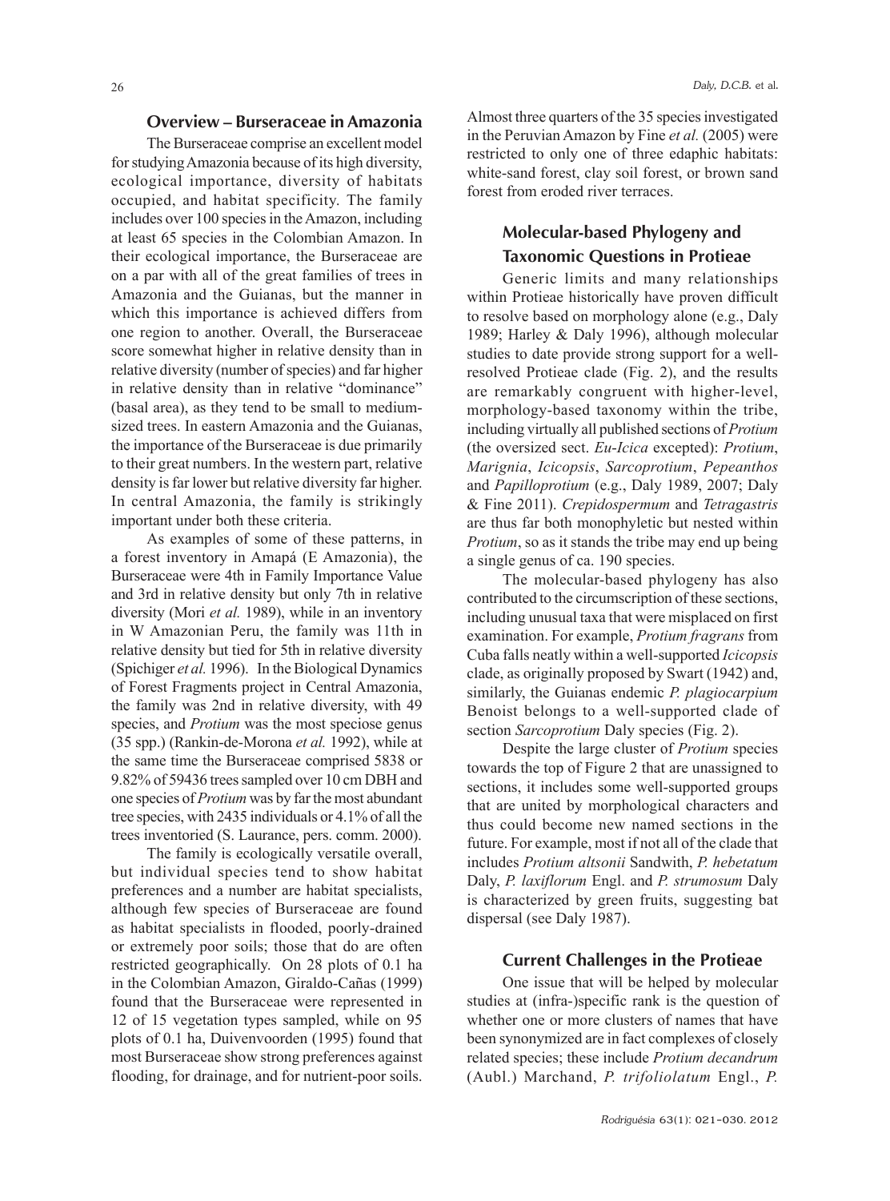## Overview – Burseraceae in Amazonia

The Burseraceae comprise an excellent model for studying Amazonia because of its high diversity, ecological importance, diversity of habitats occupied, and habitat specificity. The family includes over 100 species in the Amazon, including at least 65 species in the Colombian Amazon. In their ecological importance, the Burseraceae are on a par with all of the great families of trees in Amazonia and the Guianas, but the manner in which this importance is achieved differs from one region to another. Overall, the Burseraceae score somewhat higher in relative density than in relative diversity (number of species) and far higher in relative density than in relative "dominance" (basal area), as they tend to be small to medium-sized trees. In eastern Amazonia and the Guianas, the importance of the Burseraceae is due primarily to their great numbers. In the western part, relative density is far lower but relative diversity far higher. In central Amazonia, the family is strikingly important under both these criteria.

As examples of some of these patterns, in a forest inventory in Amapá (E Amazonia), the Burseraceae were 4th in Family Importance Value and 3rd in relative density but only 7th in relative diversity (Mori *et al.* 1989), while in an inventory in W Amazonian Peru, the family was 11th in relative density but tied for 5th in relative diversity (Spichiger *et al.* 1996). In the Biological Dynamics of Forest Fragments project in Central Amazonia, the family was 2nd in relative diversity, with 49 species, and *Protium* was the most speciose genus (35 spp.) (Rankin-de-Morona *et al.* 1992), while at the same time the Burseraceae comprised 5838 or 9.82% of 59436 trees sampled over 10 cm DBH and one species of *Protium* was by far the most abundant tree species, with 2435 individuals or 4.1% of all the trees inventoried (S. Laurance, pers. comm. 2000).

The family is ecologically versatile overall, but individual species tend to show habitat preferences and a number are habitat specialists, although few species of Burseraceae are found as habitat specialists in flooded, poorly-drained or extremely poor soils; those that do are often restricted geographically. On 28 plots of 0.1 ha in the Colombian Amazon, Giraldo-Cañas (1999) found that the Burseraceae were represented in 12 of 15 vegetation types sampled, while on 95 plots of 0.1 ha, Duivenvoorden (1995) found that most Burseraceae show strong preferences against flooding, for drainage, and for nutrient-poor soils. Almost three quarters of the 35 species investigated in the Peruvian Amazon by Fine *et al.* (2005) were restricted to only one of three edaphic habitats: white-sand forest, clay soil forest, or brown sand forest from eroded river terraces.

## Molecular-based Phylogeny and Taxonomic Questions in Protieae

Generic limits and many relationships within Protieae historically have proven difficult to resolve based on morphology alone (e.g., Daly 1989; Harley & Daly 1996), although molecular studies to date provide strong support for a well-resolved Protieae clade (Fig. 2), and the results are remarkably congruent with higher-level, morphology-based taxonomy within the tribe, including virtually all published sections of *Protium* (the oversized sect. *Eu-Icica* excepted): *Protium*, *Marignia*, *Icicopsis*, *Sarcoprotium*, *Pepeanthos* and *Papilloprotium* (e.g., Daly 1989, 2007; Daly & Fine 2011). *Crepidospermum* and *Tetragastris* are thus far both monophyletic but nested within *Protium*, so as it stands the tribe may end up being a single genus of ca. 190 species.

The molecular-based phylogeny has also contributed to the circumscription of these sections, including unusual taxa that were misplaced on first examination. For example, *Protium fragrans* from Cuba falls neatly within a well-supported *Icicopsis* clade, as originally proposed by Swart (1942) and, similarly, the Guianas endemic *P. plagiocarpium* Benoist belongs to a well-supported clade of section *Sarcoprotium* Daly species (Fig. 2).

Despite the large cluster of *Protium* species towards the top of Figure 2 that are unassigned to sections, it includes some well-supported groups that are united by morphological characters and thus could become new named sections in the future. For example, most if not all of the clade that includes *Protium altsonii* Sandwith, *P. hebetatum* Daly, *P. laxiflorum* Engl. and *P. strumosum* Daly is characterized by green fruits, suggesting bat dispersal (see Daly 1987).

## Current Challenges in the Protieae

One issue that will be helped by molecular studies at (infra-)specific rank is the question of whether one or more clusters of names that have been synonymized are in fact complexes of closely related species; these include *Protium decandrum* (Aubl.) Marchand, *P. trifoliolatum* Engl., *P.*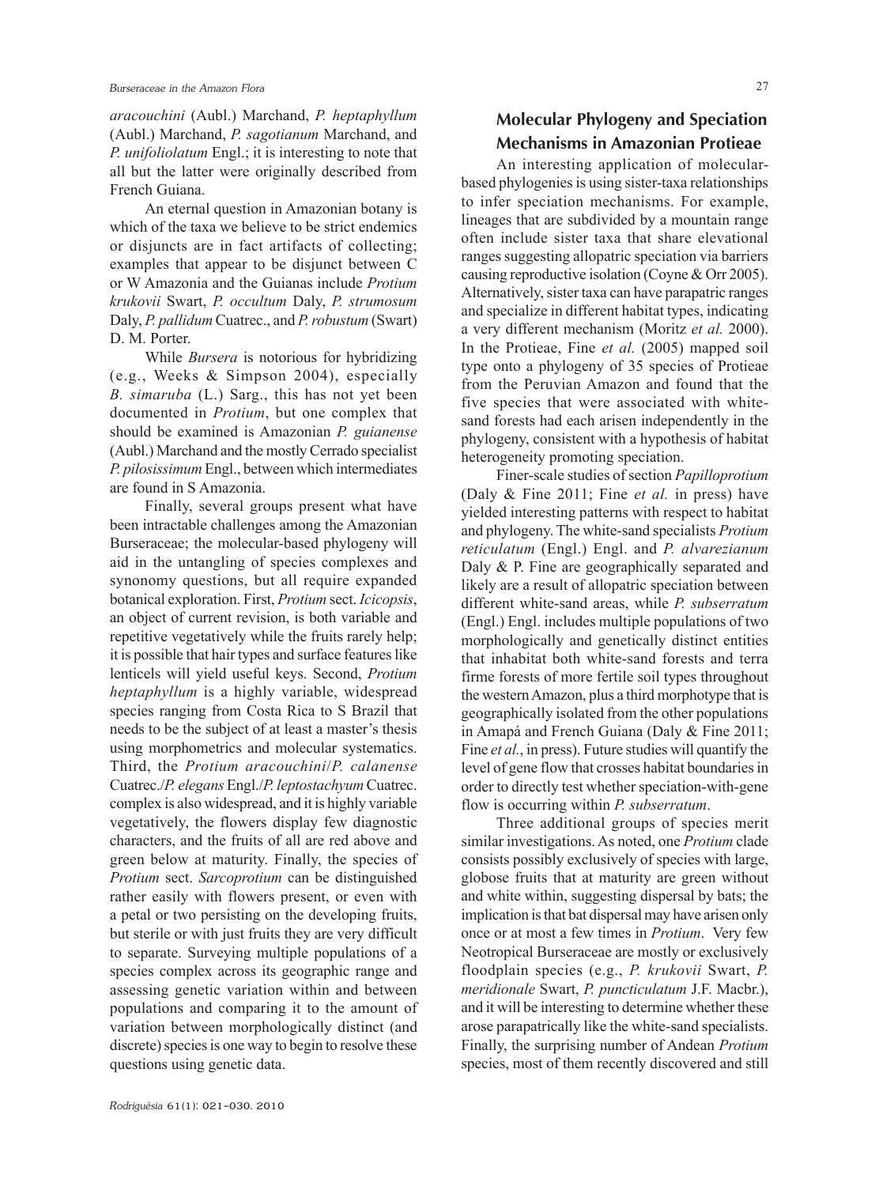*aracouchini* (Aubl.) Marchand, *P. heptaphyllum* (Aubl.) Marchand, *P. sagotianum* Marchand, and *P. unifoliolatum* Engl.; it is interesting to note that all but the latter were originally described from French Guiana.

An eternal question in Amazonian botany is which of the taxa we believe to be strict endemics or disjuncts are in fact artifacts of collecting; examples that appear to be disjunct between C or W Amazonia and the Guianas include *Protium krukovii* Swart, *P. occultum* Daly, *P. strumosum* Daly, *P. pallidum* Cuatrec., and *P. robustum* (Swart) D. M. Porter.

While *Bursera* is notorious for hybridizing (e.g., Weeks & Simpson 2004), especially *B. simaruba* (L.) Sarg., this has not yet been documented in *Protium*, but one complex that should be examined is Amazonian *P. guianense* (Aubl.) Marchand and the mostly Cerrado specialist *P. pilosissimum* Engl., between which intermediates are found in S Amazonia.

Finally, several groups present what have been intractable challenges among the Amazonian Burseraceae; the molecular-based phylogeny will aid in the untangling of species complexes and synonomy questions, but all require expanded botanical exploration. First, *Protium* sect. *Icicopsis*, an object of current revision, is both variable and repetitive vegetatively while the fruits rarely help; it is possible that hair types and surface features like lenticels will yield useful keys. Second, *Protium heptaphyllum* is a highly variable, widespread species ranging from Costa Rica to S Brazil that needs to be the subject of at least a master's thesis using morphometrics and molecular systematics. Third, the *Protium aracouchini*/*P. calanense* Cuatrec./*P. elegans* Engl./*P. leptostachyum* Cuatrec. complex is also widespread, and it is highly variable vegetatively, the flowers display few diagnostic characters, and the fruits of all are red above and green below at maturity. Finally, the species of *Protium* sect. *Sarcoprotium* can be distinguished rather easily with flowers present, or even with a petal or two persisting on the developing fruits, but sterile or with just fruits they are very difficult to separate. Surveying multiple populations of a species complex across its geographic range and assessing genetic variation within and between populations and comparing it to the amount of variation between morphologically distinct (and discrete) species is one way to begin to resolve these questions using genetic data.

## Molecular Phylogeny and Speciation Mechanisms in Amazonian Protieae

An interesting application of molecular-based phylogenies is using sister-taxa relationships to infer speciation mechanisms. For example, lineages that are subdivided by a mountain range often include sister taxa that share elevational ranges suggesting allopatric speciation via barriers causing reproductive isolation (Coyne & Orr 2005). Alternatively, sister taxa can have parapatric ranges and specialize in different habitat types, indicating a very different mechanism (Moritz *et al.* 2000). In the Protieae, Fine *et al.* (2005) mapped soil type onto a phylogeny of 35 species of Protieae from the Peruvian Amazon and found that the five species that were associated with white-sand forests had each arisen independently in the phylogeny, consistent with a hypothesis of habitat heterogeneity promoting speciation.

Finer-scale studies of section *Papilloprotium* (Daly & Fine 2011; Fine *et al.* in press) have yielded interesting patterns with respect to habitat and phylogeny. The white-sand specialists *Protium reticulatum* (Engl.) Engl. and *P. alvarezianum* Daly & P. Fine are geographically separated and likely are a result of allopatric speciation between different white-sand areas, while *P. subserratum* (Engl.) Engl. includes multiple populations of two morphologically and genetically distinct entities that inhabitat both white-sand forests and terra firme forests of more fertile soil types throughout the western Amazon, plus a third morphotype that is geographically isolated from the other populations in Amapá and French Guiana (Daly & Fine 2011; Fine *et al.*, in press). Future studies will quantify the level of gene flow that crosses habitat boundaries in order to directly test whether speciation-with-gene flow is occurring within *P. subserratum*.

Three additional groups of species merit similar investigations. As noted, one *Protium* clade consists possibly exclusively of species with large, globose fruits that at maturity are green without and white within, suggesting dispersal by bats; the implication is that bat dispersal may have arisen only once or at most a few times in *Protium*. Very few Neotropical Burseraceae are mostly or exclusively floodplain species (e.g., *P. krukovii* Swart, *P. meridionale* Swart, *P. puncticulatum* J.F. Macbr.), and it will be interesting to determine whether these arose parapatrically like the white-sand specialists. Finally, the surprising number of Andean *Protium* species, most of them recently discovered and still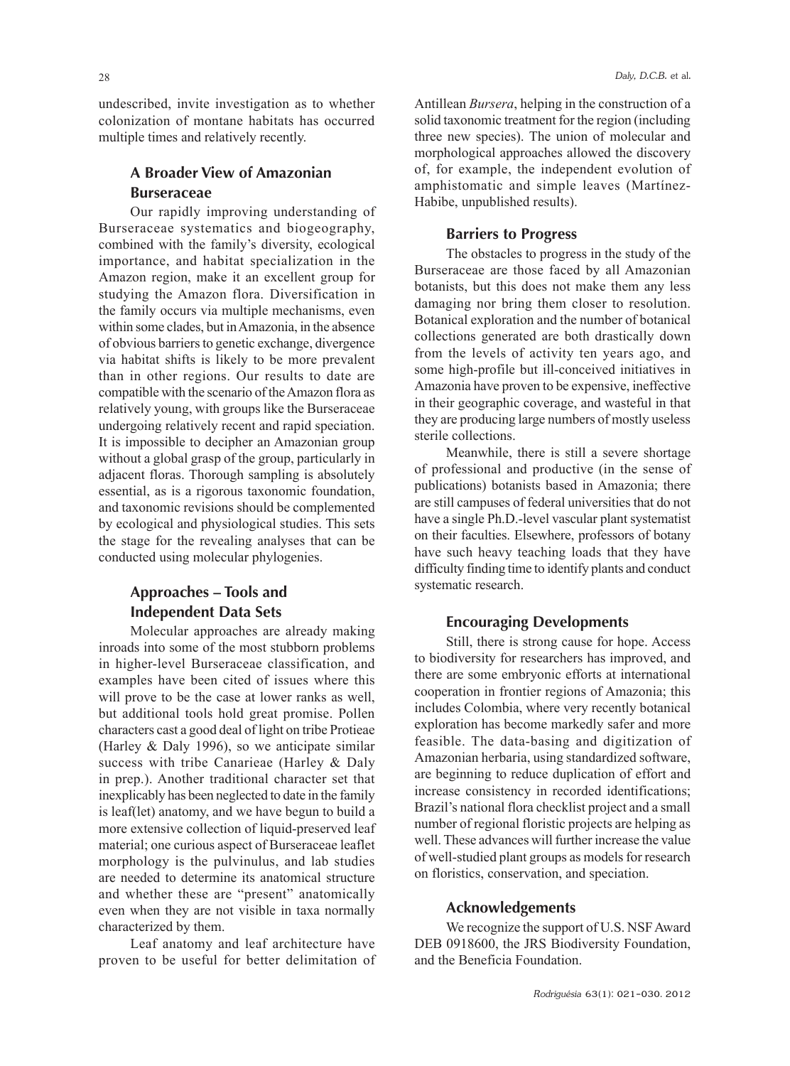undescribed, invite investigation as to whether colonization of montane habitats has occurred multiple times and relatively recently.

## A Broader View of Amazonian Burseraceae

Our rapidly improving understanding of Burseraceae systematics and biogeography, combined with the family's diversity, ecological importance, and habitat specialization in the Amazon region, make it an excellent group for studying the Amazon flora. Diversification in the family occurs via multiple mechanisms, even within some clades, but in Amazonia, in the absence of obvious barriers to genetic exchange, divergence via habitat shifts is likely to be more prevalent than in other regions. Our results to date are compatible with the scenario of the Amazon flora as relatively young, with groups like the Burseraceae undergoing relatively recent and rapid speciation. It is impossible to decipher an Amazonian group without a global grasp of the group, particularly in adjacent floras. Thorough sampling is absolutely essential, as is a rigorous taxonomic foundation, and taxonomic revisions should be complemented by ecological and physiological studies. This sets the stage for the revealing analyses that can be conducted using molecular phylogenies.

## Approaches – Tools and Independent Data Sets

Molecular approaches are already making inroads into some of the most stubborn problems in higher-level Burseraceae classification, and examples have been cited of issues where this will prove to be the case at lower ranks as well, but additional tools hold great promise. Pollen characters cast a good deal of light on tribe Protieae (Harley & Daly 1996), so we anticipate similar success with tribe Canarieae (Harley & Daly in prep.). Another traditional character set that inexplicably has been neglected to date in the family is leaf(let) anatomy, and we have begun to build a more extensive collection of liquid-preserved leaf material; one curious aspect of Burseraceae leaflet morphology is the pulvinulus, and lab studies are needed to determine its anatomical structure and whether these are "present" anatomically even when they are not visible in taxa normally characterized by them.

Leaf anatomy and leaf architecture have proven to be useful for better delimitation of Antillean *Bursera*, helping in the construction of a solid taxonomic treatment for the region (including three new species). The union of molecular and morphological approaches allowed the discovery of, for example, the independent evolution of amphistomatic and simple leaves (Martínez-Habibe, unpublished results).

## Barriers to Progress

The obstacles to progress in the study of the Burseraceae are those faced by all Amazonian botanists, but this does not make them any less damaging nor bring them closer to resolution. Botanical exploration and the number of botanical collections generated are both drastically down from the levels of activity ten years ago, and some high-profile but ill-conceived initiatives in Amazonia have proven to be expensive, ineffective in their geographic coverage, and wasteful in that they are producing large numbers of mostly useless sterile collections.

Meanwhile, there is still a severe shortage of professional and productive (in the sense of publications) botanists based in Amazonia; there are still campuses of federal universities that do not have a single Ph.D.-level vascular plant systematist on their faculties. Elsewhere, professors of botany have such heavy teaching loads that they have difficulty finding time to identify plants and conduct systematic research.

## Encouraging Developments

Still, there is strong cause for hope. Access to biodiversity for researchers has improved, and there are some embryonic efforts at international cooperation in frontier regions of Amazonia; this includes Colombia, where very recently botanical exploration has become markedly safer and more feasible. The data-basing and digitization of Amazonian herbaria, using standardized software, are beginning to reduce duplication of effort and increase consistency in recorded identifications; Brazil's national flora checklist project and a small number of regional floristic projects are helping as well. These advances will further increase the value of well-studied plant groups as models for research on floristics, conservation, and speciation.

## Acknowledgements

We recognize the support of U.S. NSF Award DEB 0918600, the JRS Biodiversity Foundation, and the Beneficia Foundation.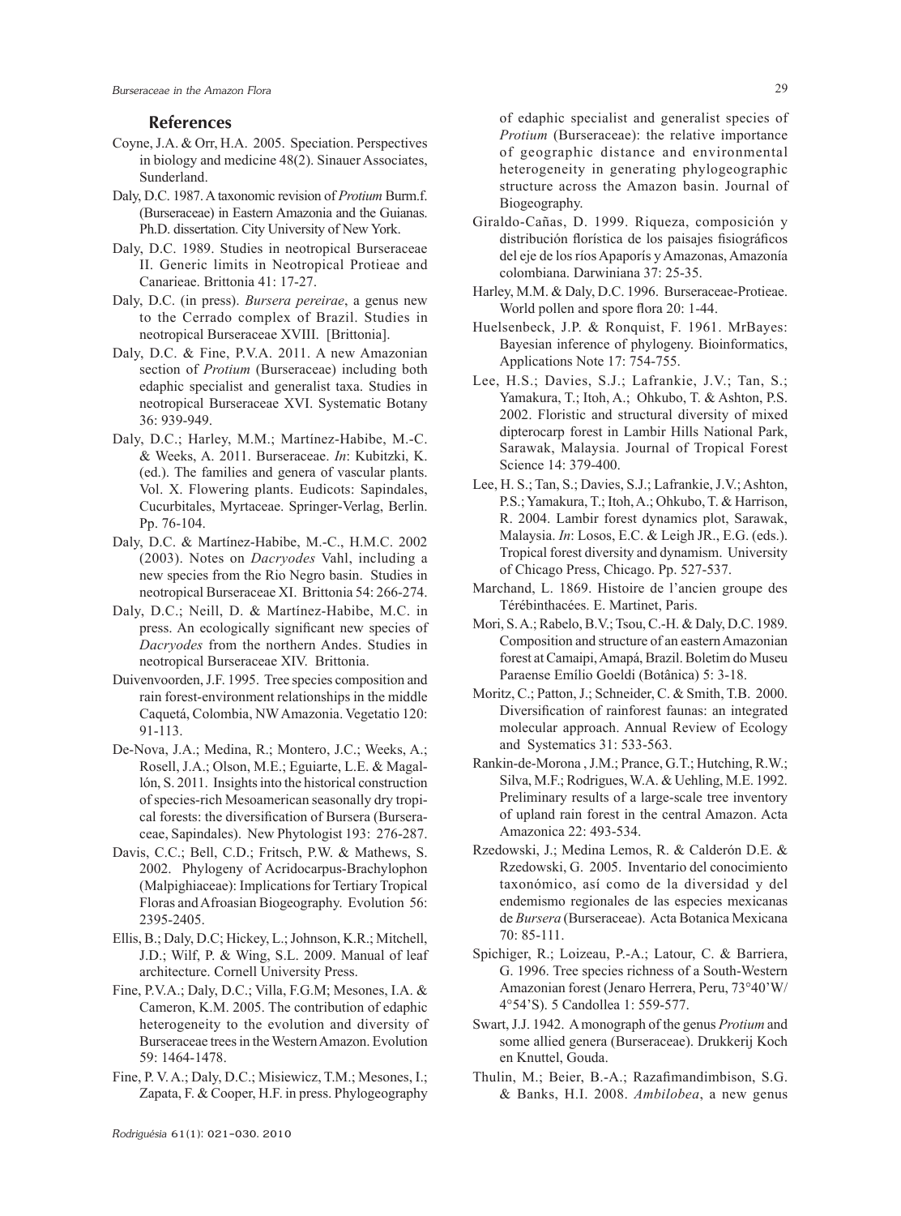## References

Coyne, J.A. & Orr, H.A. 2005. Speciation. Perspectives in biology and medicine 48(2). Sinauer Associates, Sunderland.

Daly, D.C. 1987. A taxonomic revision of *Protium* Burm.f. (Burseraceae) in Eastern Amazonia and the Guianas. Ph.D. dissertation. City University of New York.

Daly, D.C. 1989. Studies in neotropical Burseraceae II. Generic limits in Neotropical Protieae and Canarieae. Brittonia 41: 17-27.

Daly, D.C. (in press). *Bursera pereirae*, a genus new to the Cerrado complex of Brazil. Studies in neotropical Burseraceae XVIII. [Brittonia].

Daly, D.C. & Fine, P.V.A. 2011. A new Amazonian section of *Protium* (Burseraceae) including both edaphic specialist and generalist taxa. Studies in neotropical Burseraceae XVI. Systematic Botany 36: 939-949.

Daly, D.C.; Harley, M.M.; Martínez-Habibe, M.-C. & Weeks, A. 2011. Burseraceae. *In*: Kubitzki, K. (ed.). The families and genera of vascular plants. Vol. X. Flowering plants. Eudicots: Sapindales, Cucurbitales, Myrtaceae. Springer-Verlag, Berlin. Pp. 76-104.

Daly, D.C. & Martínez-Habibe, M.-C., H.M.C. 2002 (2003). Notes on *Dacryodes* Vahl, including a new species from the Rio Negro basin. Studies in neotropical Burseraceae XI. Brittonia 54: 266-274.

Daly, D.C.; Neill, D. & Martínez-Habibe, M.C. in press. An ecologically significant new species of *Dacryodes* from the northern Andes. Studies in neotropical Burseraceae XIV. Brittonia.

Duivenvoorden, J.F. 1995. Tree species composition and rain forest-environment relationships in the middle Caquetá, Colombia, NW Amazonia. Vegetatio 120: 91-113.

De-Nova, J.A.; Medina, R.; Montero, J.C.; Weeks, A.; Rosell, J.A.; Olson, M.E.; Eguiarte, L.E. & Magallón, S. 2011. Insights into the historical construction of species-rich Mesoamerican seasonally dry tropical forests: the diversification of Bursera (Burseraceae, Sapindales). New Phytologist 193: 276-287.

Davis, C.C.; Bell, C.D.; Fritsch, P.W. & Mathews, S. 2002. Phylogeny of Acridocarpus-Brachylophon (Malpighiaceae): Implications for Tertiary Tropical Floras and Afroasian Biogeography. Evolution 56: 2395-2405.

Ellis, B.; Daly, D.C; Hickey, L.; Johnson, K.R.; Mitchell, J.D.; Wilf, P. & Wing, S.L. 2009. Manual of leaf architecture. Cornell University Press.

Fine, P.V.A.; Daly, D.C.; Villa, F.G.M; Mesones, I.A. & Cameron, K.M. 2005. The contribution of edaphic heterogeneity to the evolution and diversity of Burseraceae trees in the Western Amazon. Evolution 59: 1464-1478.

Fine, P. V. A.; Daly, D.C.; Misiewicz, T.M.; Mesones, I.; Zapata, F. & Cooper, H.F. in press. Phylogeography of edaphic specialist and generalist species of *Protium* (Burseraceae): the relative importance of geographic distance and environmental heterogeneity in generating phylogeographic structure across the Amazon basin. Journal of Biogeography.

Giraldo-Cañas, D. 1999. Riqueza, composición y distribución florística de los paisajes fisiográficos del eje de los ríos Apaporís y Amazonas, Amazonía colombiana. Darwiniana 37: 25-35.

Harley, M.M. & Daly, D.C. 1996. Burseraceae-Protieae. World pollen and spore flora 20: 1-44.

Huelsenbeck, J.P. & Ronquist, F. 1961. MrBayes: Bayesian inference of phylogeny. Bioinformatics, Applications Note 17: 754-755.

Lee, H.S.; Davies, S.J.; Lafrankie, J.V.; Tan, S.; Yamakura, T.; Itoh, A.; Ohkubo, T. & Ashton, P.S. 2002. Floristic and structural diversity of mixed dipterocarp forest in Lambir Hills National Park, Sarawak, Malaysia. Journal of Tropical Forest Science 14: 379-400.

Lee, H. S.; Tan, S.; Davies, S.J.; Lafrankie, J.V.; Ashton, P.S.; Yamakura, T.; Itoh, A.; Ohkubo, T. & Harrison, R. 2004. Lambir forest dynamics plot, Sarawak, Malaysia. *In*: Losos, E.C. & Leigh JR., E.G. (eds.). Tropical forest diversity and dynamism. University of Chicago Press, Chicago. Pp. 527-537.

Marchand, L. 1869. Histoire de l'ancien groupe des Térébinthacées. E. Martinet, Paris.

Mori, S.A.; Rabelo, B.V.; Tsou, C.-H. & Daly, D.C. 1989. Composition and structure of an eastern Amazonian forest at Camaipi, Amapá, Brazil. Boletim do Museu Paraense Emílio Goeldi (Botânica) 5: 3-18.

Moritz, C.; Patton, J.; Schneider, C. & Smith, T.B. 2000. Diversification of rainforest faunas: an integrated molecular approach. Annual Review of Ecology and Systematics 31: 533-563.

Rankin-de-Morona , J.M.; Prance, G.T.; Hutching, R.W.; Silva, M.F.; Rodrigues, W.A. & Uehling, M.E. 1992. Preliminary results of a large-scale tree inventory of upland rain forest in the central Amazon. Acta Amazonica 22: 493-534.

Rzedowski, J.; Medina Lemos, R. & Calderón D.E. & Rzedowski, G. 2005. Inventario del conocimiento taxonómico, así como de la diversidad y del endemismo regionales de las especies mexicanas de *Bursera* (Burseraceae). Acta Botanica Mexicana 70: 85-111.

Spichiger, R.; Loizeau, P.-A.; Latour, C. & Barriera, G. 1996. Tree species richness of a South-Western Amazonian forest (Jenaro Herrera, Peru, 73°40'W/ 4°54'S). 5 Candollea 1: 559-577.

Swart, J.J. 1942. A monograph of the genus *Protium* and some allied genera (Burseraceae). Drukkerij Koch en Knuttel, Gouda.

Thulin, M.; Beier, B.-A.; Razafimandimbison, S.G. & Banks, H.I. 2008. *Ambilobea*, a new genus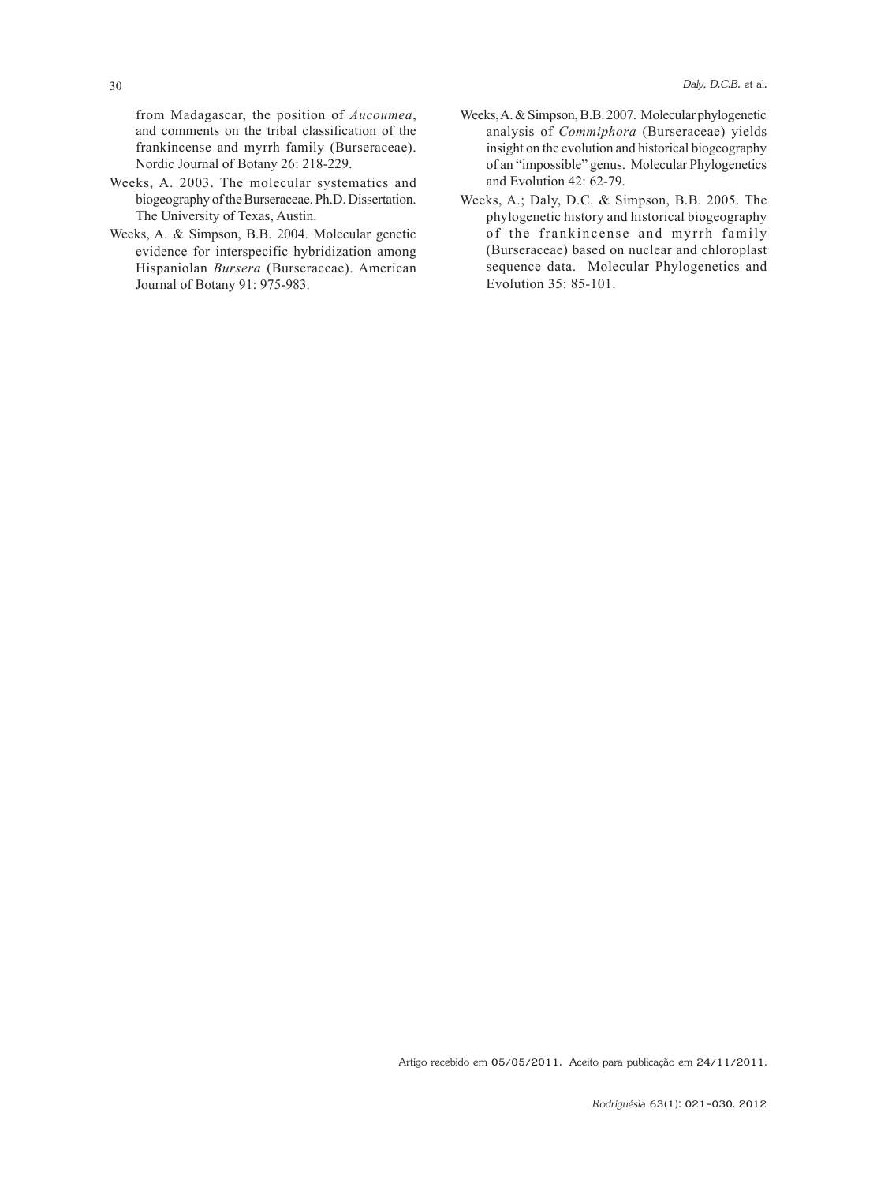from Madagascar, the position of *Aucoumea*, and comments on the tribal classification of the frankincense and myrrh family (Burseraceae). Nordic Journal of Botany 26: 218-229.

Weeks, A. 2003. The molecular systematics and biogeography of the Burseraceae. Ph.D. Dissertation. The University of Texas, Austin.

Weeks, A. & Simpson, B.B. 2004. Molecular genetic evidence for interspecific hybridization among Hispaniolan *Bursera* (Burseraceae). American Journal of Botany 91: 975-983.

Weeks, A. & Simpson, B.B. 2007. Molecular phylogenetic analysis of *Commiphora* (Burseraceae) yields insight on the evolution and historical biogeography of an "impossible" genus. Molecular Phylogenetics and Evolution 42: 62-79.

Weeks, A.; Daly, D.C. & Simpson, B.B. 2005. The phylogenetic history and historical biogeography of the frankincense and myrrh family (Burseraceae) based on nuclear and chloroplast sequence data. Molecular Phylogenetics and Evolution 35: 85-101.

Artigo recebido em 05/05/2011. Aceito para publicação em 24/11/2011.